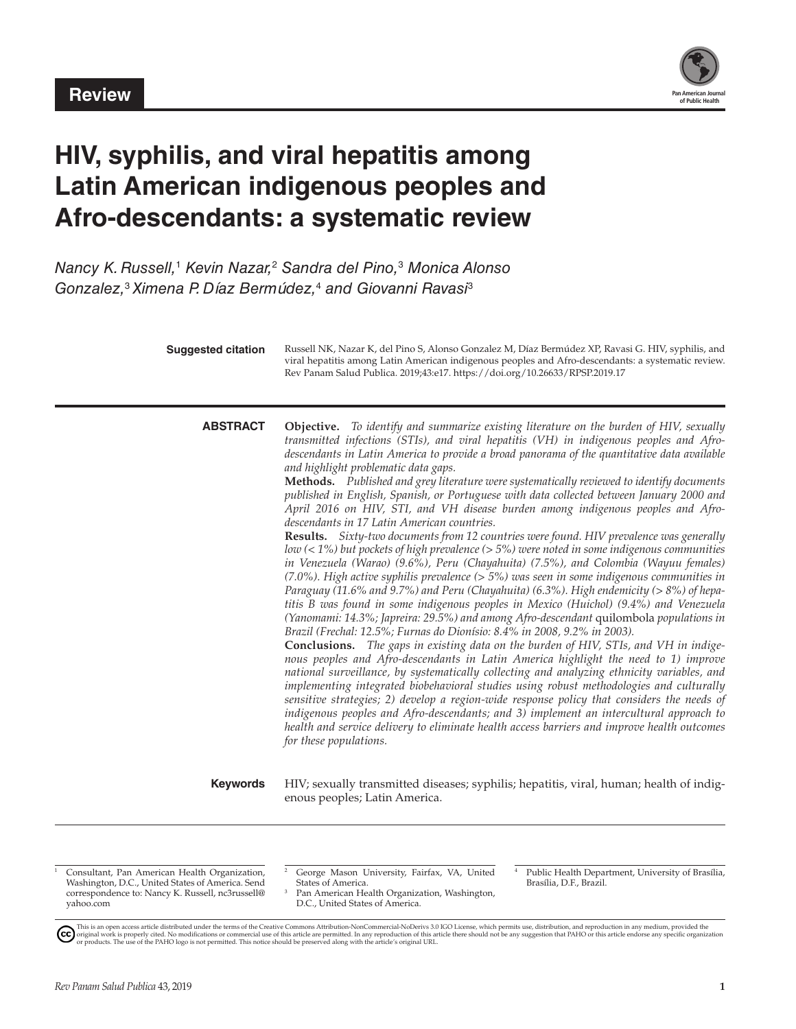Review

# HIV, syphilis, and viral hepatitis among Latin American indigenous peoples and Afro-descendants: a systematic review

*Nancy K. Russell,*[1] *Kevin Nazar,*[2] *Sandra del Pino,*[3] *Monica Alonso Gonzalez,*[3] *Ximena P. Díaz Bermúdez,*[4] *and Giovanni Ravasi*[3]

**Suggested citation** Russell NK, Nazar K, del Pino S, Alonso Gonzalez M, Díaz Bermúdez XP, Ravasi G. HIV, syphilis, and viral hepatitis among Latin American indigenous peoples and Afro-descendants: a systematic review. Rev Panam Salud Publica. 2019;43:e17. https://doi.org/10.26633/RPSP.2019.17

## ABSTRACT

**Objective.** *To identify and summarize existing literature on the burden of HIV, sexually transmitted infections (STIs), and viral hepatitis (VH) in indigenous peoples and Afro-descendants in Latin America to provide a broad panorama of the quantitative data available and highlight problematic data gaps.*

**Methods.** *Published and grey literature were systematically reviewed to identify documents published in English, Spanish, or Portuguese with data collected between January 2000 and April 2016 on HIV, STI, and VH disease burden among indigenous peoples and Afro-descendants in 17 Latin American countries.*

**Results.** *Sixty-two documents from 12 countries were found. HIV prevalence was generally low (< 1%) but pockets of high prevalence (> 5%) were noted in some indigenous communities in Venezuela (Warao) (9.6%), Peru (Chayahuita) (7.5%), and Colombia (Wayuu females) (7.0%). High active syphilis prevalence (> 5%) was seen in some indigenous communities in Paraguay (11.6% and 9.7%) and Peru (Chayahuita) (6.3%). High endemicity (> 8%) of hepatitis B was found in some indigenous peoples in Mexico (Huichol) (9.4%) and Venezuela (Yanomami: 14.3%; Japreira: 29.5%) and among Afro-descendant* quilombola *populations in Brazil (Frechal: 12.5%; Furnas do Dionísio: 8.4% in 2008, 9.2% in 2003).*

**Conclusions.** *The gaps in existing data on the burden of HIV, STIs, and VH in indigenous peoples and Afro-descendants in Latin America highlight the need to 1) improve national surveillance, by systematically collecting and analyzing ethnicity variables, and implementing integrated biobehavioral studies using robust methodologies and culturally sensitive strategies; 2) develop a region-wide response policy that considers the needs of indigenous peoples and Afro-descendants; and 3) implement an intercultural approach to health and service delivery to eliminate health access barriers and improve health outcomes for these populations.*

**Keywords** HIV; sexually transmitted diseases; syphilis; hepatitis, viral, human; health of indigenous peoples; Latin America.

---

[1] Consultant, Pan American Health Organization, Washington, D.C., United States of America. Send correspondence to: Nancy K. Russell, nc3russell@yahoo.com

[2] George Mason University, Fairfax, VA, United States of America.

[3] Pan American Health Organization, Washington, D.C., United States of America.

[4] Public Health Department, University of Brasília, Brasília, D.F., Brazil.

This is an open access article distributed under the terms of the Creative Commons Attribution-NonCommercial-NoDerivs 3.0 IGO License, which permits use, distribution, and reproduction in any medium, provided the original work is properly cited. No modifications or commercial use of this article are permitted. In any reproduction of this article there should not be any suggestion that PAHO or this article endorse any specific organization or products. The use of the PAHO logo is not permitted. This notice should be preserved along with the article's original URL.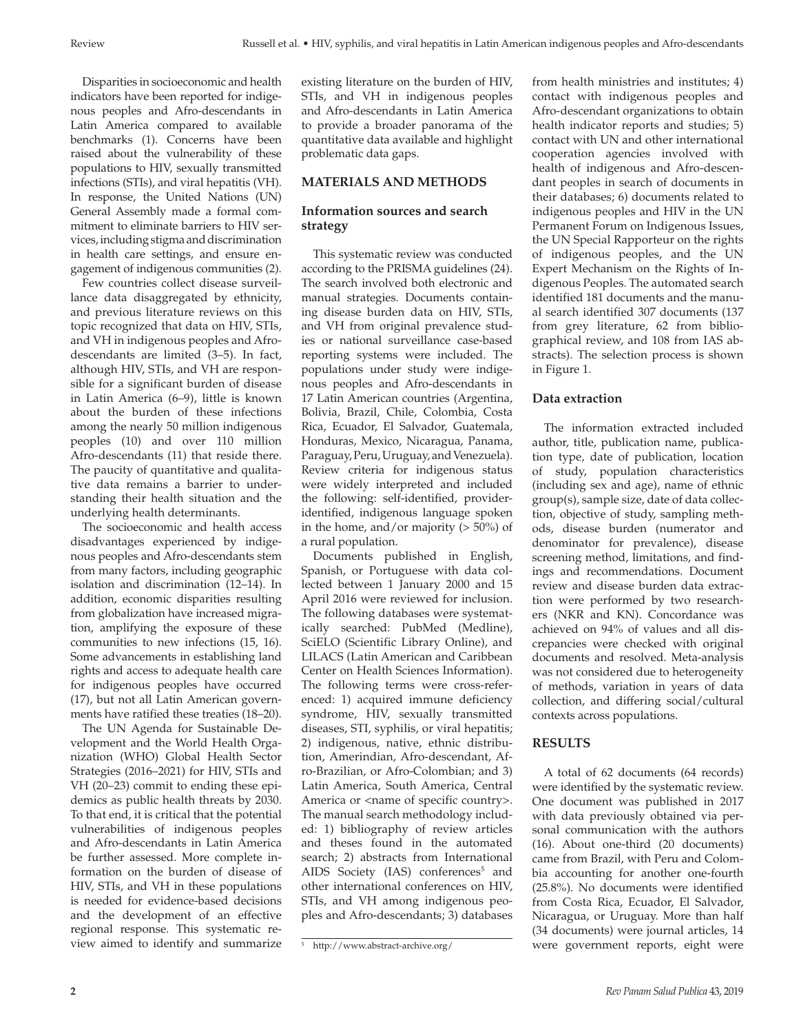Disparities in socioeconomic and health indicators have been reported for indigenous peoples and Afro-descendants in Latin America compared to available benchmarks (1). Concerns have been raised about the vulnerability of these populations to HIV, sexually transmitted infections (STIs), and viral hepatitis (VH). In response, the United Nations (UN) General Assembly made a formal commitment to eliminate barriers to HIV services, including stigma and discrimination in health care settings, and ensure engagement of indigenous communities (2).

Few countries collect disease surveillance data disaggregated by ethnicity, and previous literature reviews on this topic recognized that data on HIV, STIs, and VH in indigenous peoples and Afro-descendants are limited (3–5). In fact, although HIV, STIs, and VH are responsible for a significant burden of disease in Latin America (6–9), little is known about the burden of these infections among the nearly 50 million indigenous peoples (10) and over 110 million Afro-descendants (11) that reside there. The paucity of quantitative and qualitative data remains a barrier to understanding their health situation and the underlying health determinants.

The socioeconomic and health access disadvantages experienced by indigenous peoples and Afro-descendants stem from many factors, including geographic isolation and discrimination (12–14). In addition, economic disparities resulting from globalization have increased migration, amplifying the exposure of these communities to new infections (15, 16). Some advancements in establishing land rights and access to adequate health care for indigenous peoples have occurred (17), but not all Latin American governments have ratified these treaties (18–20).

The UN Agenda for Sustainable Development and the World Health Organization (WHO) Global Health Sector Strategies (2016–2021) for HIV, STIs and VH (20–23) commit to ending these epidemics as public health threats by 2030. To that end, it is critical that the potential vulnerabilities of indigenous peoples and Afro-descendants in Latin America be further assessed. More complete information on the burden of disease of HIV, STIs, and VH in these populations is needed for evidence-based decisions and the development of an effective regional response. This systematic review aimed to identify and summarize existing literature on the burden of HIV, STIs, and VH in indigenous peoples and Afro-descendants in Latin America to provide a broader panorama of the quantitative data available and highlight problematic data gaps.

## MATERIALS AND METHODS

### Information sources and search strategy

This systematic review was conducted according to the PRISMA guidelines (24). The search involved both electronic and manual strategies. Documents containing disease burden data on HIV, STIs, and VH from original prevalence studies or national surveillance case-based reporting systems were included. The populations under study were indigenous peoples and Afro-descendants in 17 Latin American countries (Argentina, Bolivia, Brazil, Chile, Colombia, Costa Rica, Ecuador, El Salvador, Guatemala, Honduras, Mexico, Nicaragua, Panama, Paraguay, Peru, Uruguay, and Venezuela). Review criteria for indigenous status were widely interpreted and included the following: self-identified, provider-identified, indigenous language spoken in the home, and/or majority (> 50%) of a rural population.

Documents published in English, Spanish, or Portuguese with data collected between 1 January 2000 and 15 April 2016 were reviewed for inclusion. The following databases were systematically searched: PubMed (Medline), SciELO (Scientific Library Online), and LILACS (Latin American and Caribbean Center on Health Sciences Information). The following terms were cross-referenced: 1) acquired immune deficiency syndrome, HIV, sexually transmitted diseases, STI, syphilis, or viral hepatitis; 2) indigenous, native, ethnic distribution, Amerindian, Afro-descendant, Afro-Brazilian, or Afro-Colombian; and 3) Latin America, South America, Central America or <name of specific country>. The manual search methodology included: 1) bibliography of review articles and theses found in the automated search; 2) abstracts from International AIDS Society (IAS) conferences[5] and other international conferences on HIV, STIs, and VH among indigenous peoples and Afro-descendants; 3) databases from health ministries and institutes; 4) contact with indigenous peoples and Afro-descendant organizations to obtain health indicator reports and studies; 5) contact with UN and other international cooperation agencies involved with health of indigenous and Afro-descendant peoples in search of documents in their databases; 6) documents related to indigenous peoples and HIV in the UN Permanent Forum on Indigenous Issues, the UN Special Rapporteur on the rights of indigenous peoples, and the UN Expert Mechanism on the Rights of Indigenous Peoples. The automated search identified 181 documents and the manual search identified 307 documents (137 from grey literature, 62 from bibliographical review, and 108 from IAS abstracts). The selection process is shown in Figure 1.

### Data extraction

The information extracted included author, title, publication name, publication type, date of publication, location of study, population characteristics (including sex and age), name of ethnic group(s), sample size, date of data collection, objective of study, sampling methods, disease burden (numerator and denominator for prevalence), disease screening method, limitations, and findings and recommendations. Document review and disease burden data extraction were performed by two researchers (NKR and KN). Concordance was achieved on 94% of values and all discrepancies were checked with original documents and resolved. Meta-analysis was not considered due to heterogeneity of methods, variation in years of data collection, and differing social/cultural contexts across populations.

## RESULTS

A total of 62 documents (64 records) were identified by the systematic review. One document was published in 2017 with data previously obtained via personal communication with the authors (16). About one-third (20 documents) came from Brazil, with Peru and Colombia accounting for another one-fourth (25.8%). No documents were identified from Costa Rica, Ecuador, El Salvador, Nicaragua, or Uruguay. More than half (34 documents) were journal articles, 14 were government reports, eight were

[5] http://www.abstract-archive.org/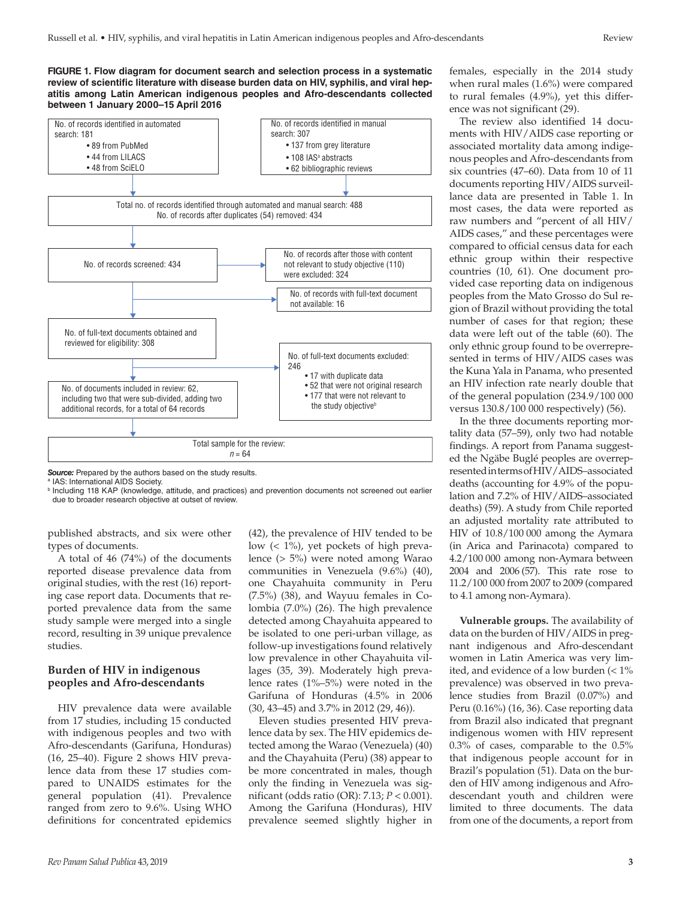**FIGURE 1. Flow diagram for document search and selection process in a systematic review of scientific literature with disease burden data on HIV, syphilis, and viral hepatitis among Latin American indigenous peoples and Afro-descendants collected between 1 January 2000–15 April 2016**

No. of records identified in automated search: 181
- 89 from PubMed
- 44 from LILACS
- 48 from SciELO

No. of records identified in manual search: 307
- 137 from grey literature
- 108 IAS[a] abstracts
- 62 bibliographic reviews

Total no. of records identified through automated and manual search: 488
No. of records after duplicates (54) removed: 434

No. of records screened: 434

No. of records after those with content not relevant to study objective (110) were excluded: 324

No. of records with full-text document not available: 16

No. of full-text documents obtained and reviewed for eligibility: 308

No. of full-text documents excluded: 246
- 17 with duplicate data
- 52 that were not original research
- 177 that were not relevant to the study objective[b]

No. of documents included in review: 62, including two that were sub-divided, adding two additional records, for a total of 64 records

Total sample for the review: $n = 64$

***Source:*** Prepared by the authors based on the study results.
[a] IAS: International AIDS Society.
[b] Including 118 KAP (knowledge, attitude, and practices) and prevention documents not screened out earlier due to broader research objective at outset of review.

published abstracts, and six were other types of documents.

A total of 46 (74%) of the documents reported disease prevalence data from original studies, with the rest (16) reporting case report data. Documents that reported prevalence data from the same study sample were merged into a single record, resulting in 39 unique prevalence studies.

## Burden of HIV in indigenous peoples and Afro-descendants

HIV prevalence data were available from 17 studies, including 15 conducted with indigenous peoples and two with Afro-descendants (Garifuna, Honduras) (16, 25–40). Figure 2 shows HIV prevalence data from these 17 studies compared to UNAIDS estimates for the general population (41). Prevalence ranged from zero to 9.6%. Using WHO definitions for concentrated epidemics (42), the prevalence of HIV tended to be low (< 1%), yet pockets of high prevalence (> 5%) were noted among Warao communities in Venezuela (9.6%) (40), one Chayahuita community in Peru (7.5%) (38), and Wayuu females in Colombia (7.0%) (26). The high prevalence detected among Chayahuita appeared to be isolated to one peri-urban village, as follow-up investigations found relatively low prevalence in other Chayahuita villages (35, 39). Moderately high prevalence rates (1%–5%) were noted in the Garifuna of Honduras (4.5% in 2006 (30, 43–45) and 3.7% in 2012 (29, 46)).

Eleven studies presented HIV prevalence data by sex. The HIV epidemics detected among the Warao (Venezuela) (40) and the Chayahuita (Peru) (38) appear to be more concentrated in males, though only the finding in Venezuela was significant (odds ratio (OR): 7.13; $P < 0.001$). Among the Garifuna (Honduras), HIV prevalence seemed slightly higher in females, especially in the 2014 study when rural males (1.6%) were compared to rural females (4.9%), yet this difference was not significant (29).

The review also identified 14 documents with HIV/AIDS case reporting or associated mortality data among indigenous peoples and Afro-descendants from six countries (47–60). Data from 10 of 11 documents reporting HIV/AIDS surveillance data are presented in Table 1. In most cases, the data were reported as raw numbers and "percent of all HIV/AIDS cases," and these percentages were compared to official census data for each ethnic group within their respective countries (10, 61). One document provided case reporting data on indigenous peoples from the Mato Grosso do Sul region of Brazil without providing the total number of cases for that region; these data were left out of the table (60). The only ethnic group found to be overrepresented in terms of HIV/AIDS cases was the Kuna Yala in Panama, who presented an HIV infection rate nearly double that of the general population (234.9/100 000 versus 130.8/100 000 respectively) (56).

In the three documents reporting mortality data (57–59), only two had notable findings. A report from Panama suggested the Ngäbe Buglé peoples are overrepresented in terms of HIV/AIDS–associated deaths (accounting for 4.9% of the population and 7.2% of HIV/AIDS–associated deaths) (59). A study from Chile reported an adjusted mortality rate attributed to HIV of 10.8/100 000 among the Aymara (in Arica and Parinacota) compared to 4.2/100 000 among non-Aymara between 2004 and 2006 (57). This rate rose to 11.2/100 000 from 2007 to 2009 (compared to 4.1 among non-Aymara).

**Vulnerable groups.** The availability of data on the burden of HIV/AIDS in pregnant indigenous and Afro-descendant women in Latin America was very limited, and evidence of a low burden (< 1% prevalence) was observed in two prevalence studies from Brazil (0.07%) and Peru (0.16%) (16, 36). Case reporting data from Brazil also indicated that pregnant indigenous women with HIV represent 0.3% of cases, comparable to the 0.5% that indigenous people account for in Brazil's population (51). Data on the burden of HIV among indigenous and Afro-descendant youth and children were limited to three documents. The data from one of the documents, a report from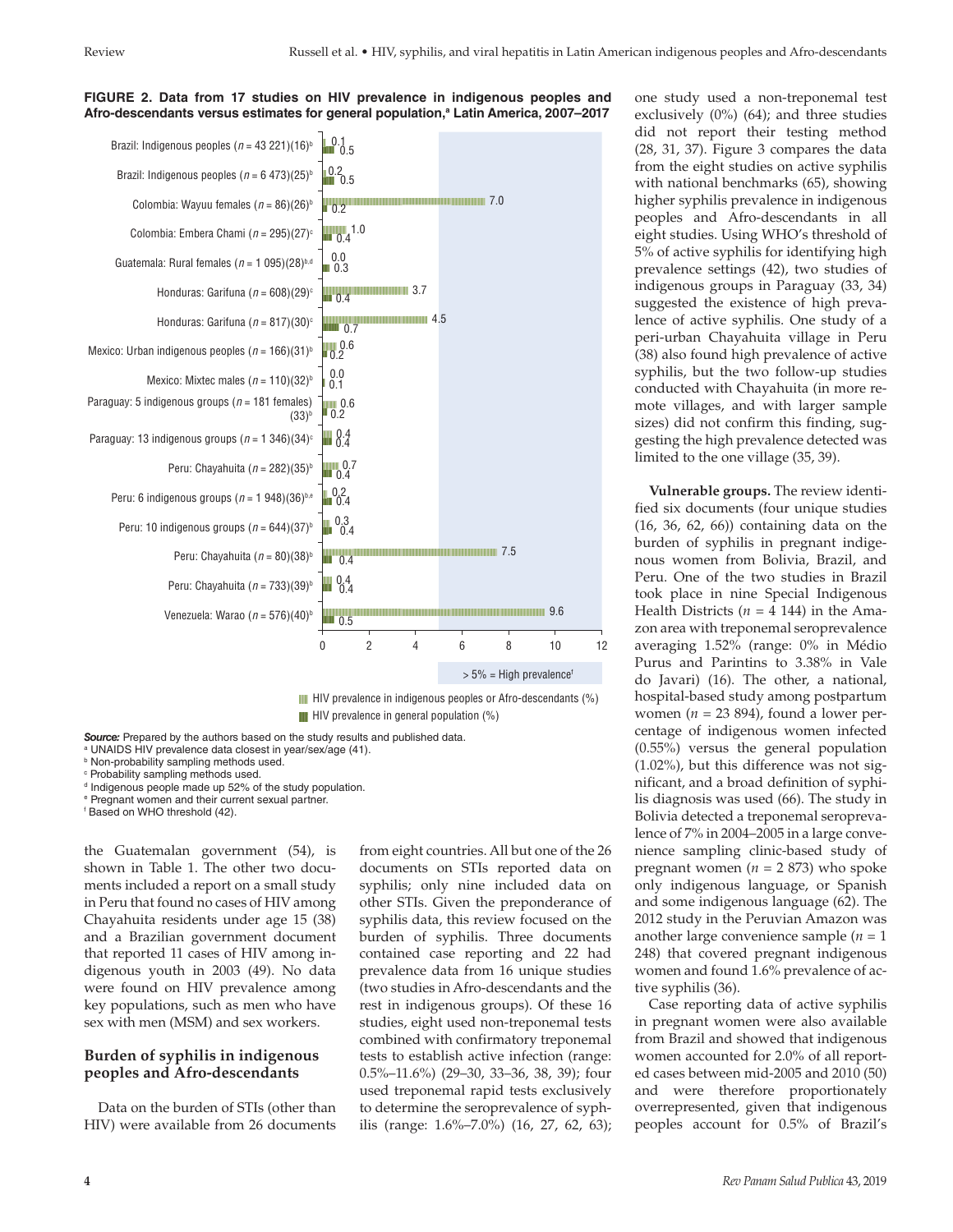**FIGURE 2. Data from 17 studies on HIV prevalence in indigenous peoples and Afro-descendants versus estimates for general population,[a] Latin America, 2007–2017**

| Study | HIV prevalence in indigenous peoples or Afro-descendants (%) | HIV prevalence in general population (%) |
|---|---|---|
| Brazil: Indigenous peoples ($n$ = 43 221)(16)[b] | 0.1 | 0.5 |
| Brazil: Indigenous peoples ($n$ = 6 473)(25)[b] | 0.2 | 0.5 |
| Colombia: Wayuu females ($n$ = 86)(26)[b] | 7.0 | 0.2 |
| Colombia: Embera Chami ($n$ = 295)(27)[c] | 1.0 | 0.4 |
| Guatemala: Rural females ($n$ = 1 095)(28)[b,d] | 0.0 | 0.3 |
| Honduras: Garifuna ($n$ = 608)(29)[c] | 3.7 | 0.4 |
| Honduras: Garifuna ($n$ = 817)(30)[c] | 4.5 | 0.7 |
| Mexico: Urban indigenous peoples ($n$ = 166)(31)[b] | 0.6 | 0.2 |
| Mexico: Mixtec males ($n$ = 110)(32)[b] | 0.0 | 0.1 |
| Paraguay: 5 indigenous groups ($n$ = 181 females)(33)[b] | 0.6 | 0.2 |
| Paraguay: 13 indigenous groups ($n$ = 1 346)(34)[c] | 0.4 | 0.4 |
| Peru: Chayahuita ($n$ = 282)(35)[b] | 0.7 | 0.4 |
| Peru: 6 indigenous groups ($n$ = 1 948)(36)[b,e] | 0.2 | 0.4 |
| Peru: 10 indigenous groups ($n$ = 644)(37)[b] | 0.3 | 0.4 |
| Peru: Chayahuita ($n$ = 80)(38)[b] | 7.5 | 0.4 |
| Peru: Chayahuita ($n$ = 733)(39)[b] | 0.4 | 0.4 |
| Venezuela: Warao ($n$ = 576)(40)[b] | 9.6 | 0.5 |

> 5% = High prevalence[f]

**Source:** Prepared by the authors based on the study results and published data.
[a] UNAIDS HIV prevalence data closest in year/sex/age (41).
[b] Non-probability sampling methods used.
[c] Probability sampling methods used.
[d] Indigenous people made up 52% of the study population.
[e] Pregnant women and their current sexual partner.
[f] Based on WHO threshold (42).

the Guatemalan government (54), is shown in Table 1. The other two documents included a report on a small study in Peru that found no cases of HIV among Chayahuita residents under age 15 (38) and a Brazilian government document that reported 11 cases of HIV among indigenous youth in 2003 (49). No data were found on HIV prevalence among key populations, such as men who have sex with men (MSM) and sex workers.

## Burden of syphilis in indigenous peoples and Afro-descendants

Data on the burden of STIs (other than HIV) were available from 26 documents from eight countries. All but one of the 26 documents on STIs reported data on syphilis; only nine included data on other STIs. Given the preponderance of syphilis data, this review focused on the burden of syphilis. Three documents contained case reporting and 22 had prevalence data from 16 unique studies (two studies in Afro-descendants and the rest in indigenous groups). Of these 16 studies, eight used non-treponemal tests combined with confirmatory treponemal tests to establish active infection (range: 0.5%–11.6%) (29–30, 33–36, 38, 39); four used treponemal rapid tests exclusively to determine the seroprevalence of syphilis (range: 1.6%–7.0%) (16, 27, 62, 63); one study used a non-treponemal test exclusively (0%) (64); and three studies did not report their testing method (28, 31, 37). Figure 3 compares the data from the eight studies on active syphilis with national benchmarks (65), showing higher syphilis prevalence in indigenous peoples and Afro-descendants in all eight studies. Using WHO's threshold of 5% of active syphilis for identifying high prevalence settings (42), two studies of indigenous groups in Paraguay (33, 34) suggested the existence of high prevalence of active syphilis. One study of a peri-urban Chayahuita village in Peru (38) also found high prevalence of active syphilis, but the two follow-up studies conducted with Chayahuita (in more remote villages, and with larger sample sizes) did not confirm this finding, suggesting the high prevalence detected was limited to the one village (35, 39).

**Vulnerable groups.** The review identified six documents (four unique studies (16, 36, 62, 66)) containing data on the burden of syphilis in pregnant indigenous women from Bolivia, Brazil, and Peru. One of the two studies in Brazil took place in nine Special Indigenous Health Districts ($n$ = 4 144) in the Amazon area with treponemal seroprevalence averaging 1.52% (range: 0% in Médio Purus and Parintins to 3.38% in Vale do Javari) (16). The other, a national, hospital-based study among postpartum women ($n$ = 23 894), found a lower percentage of indigenous women infected (0.55%) versus the general population (1.02%), but this difference was not significant, and a broad definition of syphilis diagnosis was used (66). The study in Bolivia detected a treponemal seroprevalence of 7% in 2004–2005 in a large convenience sampling clinic-based study of pregnant women ($n$ = 2 873) who spoke only indigenous language, or Spanish and some indigenous language (62). The 2012 study in the Peruvian Amazon was another large convenience sample ($n$ = 1 248) that covered pregnant indigenous women and found 1.6% prevalence of active syphilis (36).

Case reporting data of active syphilis in pregnant women were also available from Brazil and showed that indigenous women accounted for 2.0% of all reported cases between mid-2005 and 2010 (50) and were therefore proportionately overrepresented, given that indigenous peoples account for 0.5% of Brazil's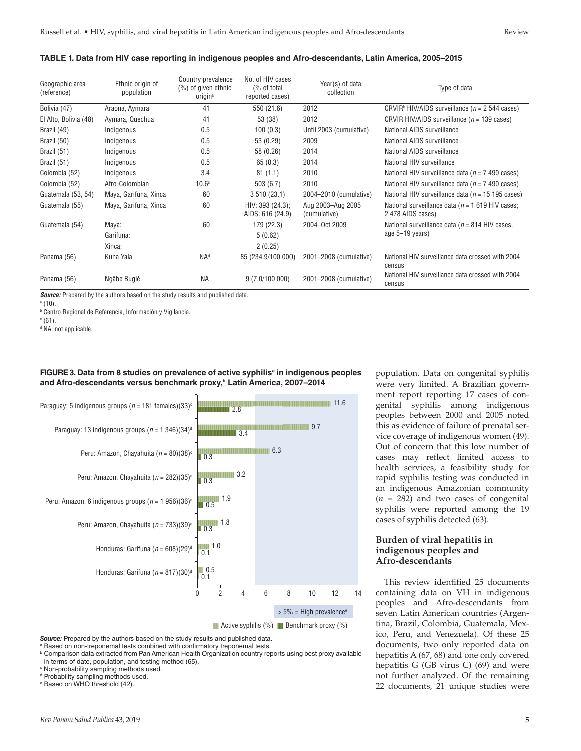**TABLE 1. Data from HIV case reporting in indigenous peoples and Afro-descendants, Latin America, 2005–2015**

| Geographic area (reference) | Ethnic origin of population | Country prevalence (%) of given ethnic origin[a] | No. of HIV cases (% of total reported cases) | Year(s) of data collection | Type of data |
|---|---|---|---|---|---|
| Bolivia (47) | Araona, Aymara | 41 | 550 (21.6) | 2012 | CRVIR[b] HIV/AIDS surveillance ($n$ = 2 544 cases) |
| El Alto, Bolivia (48) | Aymara, Quechua | 41 | 53 (38) | 2012 | CRVIR HIV/AIDS surveillance ($n$ = 139 cases) |
| Brazil (49) | Indigenous | 0.5 | 100 (0.3) | Until 2003 (cumulative) | National AIDS surveillance |
| Brazil (50) | Indigenous | 0.5 | 53 (0.29) | 2009 | National AIDS surveillance |
| Brazil (51) | Indigenous | 0.5 | 58 (0.26) | 2014 | National AIDS surveillance |
| Brazil (51) | Indigenous | 0.5 | 65 (0.3) | 2014 | National HIV surveillance |
| Colombia (52) | Indigenous | 3.4 | 81 (1.1) | 2010 | National HIV surveillance data ($n$ = 7 490 cases) |
| Colombia (52) | Afro-Colombian | 10.6[c] | 503 (6.7) | 2010 | National HIV surveillance data ($n$ = 7 490 cases) |
| Guatemala (53, 54) | Maya, Garifuna, Xinca | 60 | 3 510 (23.1) | 2004–2010 (cumulative) | National HIV surveillance data ($n$ = 15 195 cases) |
| Guatemala (55) | Maya, Garifuna, Xinca | 60 | HIV: 393 (24.3); AIDS: 616 (24.9) | Aug 2003–Aug 2005 (cumulative) | National surveillance data ($n$ = 1 619 HIV cases; 2 478 AIDS cases) |
| Guatemala (54) | Maya: | 60 | 179 (22.3) | 2004–Oct 2009 | National surveillance data ($n$ = 814 HIV cases, age 5–19 years) |
| | Garifuna: | | 5 (0.62) | | |
| | Xinca: | | 2 (0.25) | | |
| Panama (56) | Kuna Yala | NA[d] | 85 (234.9/100 000) | 2001–2008 (cumulative) | National HIV surveillance data crossed with 2004 census |
| Panama (56) | Ngäbe Buglé | NA | 9 (7.0/100 000) | 2001–2008 (cumulative) | National HIV surveillance data crossed with 2004 census |

***Source:*** Prepared by the authors based on the study results and published data.

[a] (10).

[b] Centro Regional de Referencia, Información y Vigilancia.

[c] (61).

[d] NA: not applicable.

**FIGURE 3. Data from 8 studies on prevalence of active syphilis[a] in indigenous peoples and Afro-descendants versus benchmark proxy,[b] Latin America, 2007–2014**

| Study | Active syphilis (%) | Benchmark proxy (%) |
|---|---|---|
| Paraguay: 5 indigenous groups ($n$ = 181 females)(33)[c] | 11.6 | 2.8 |
| Paraguay: 13 indigenous groups ($n$ = 1 346)(34)[d] | 9.7 | 3.4 |
| Peru: Amazon, Chayahuita ($n$ = 80)(38)[c] | 6.3 | 0.3 |
| Peru: Amazon, Chayahuita ($n$ = 282)(35)[c] | 3.2 | 0.3 |
| Peru: Amazon, 6 indigenous groups ($n$ = 1 956)(36)[c] | 1.9 | 0.5 |
| Peru: Amazon, Chayahuita ($n$ = 733)(39)[c] | 1.8 | 0.3 |
| Honduras: Garifuna ($n$ = 608)(29)[d] | 1.0 | 0.1 |
| Honduras: Garifuna ($n$ = 817)(30)[d] | 0.5 | 0.1 |

> 5% = High prevalence[e]

***Source:*** Prepared by the authors based on the study results and published data.

[a] Based on non-treponemal tests combined with confirmatory treponemal tests.

[b] Comparison data extracted from Pan American Health Organization country reports using best proxy available in terms of date, population, and testing method (65).

[c] Non-probability sampling methods used.

[d] Probability sampling methods used.

[e] Based on WHO threshold (42).

population. Data on congenital syphilis were very limited. A Brazilian government report reporting 17 cases of congenital syphilis among indigenous peoples between 2000 and 2005 noted this as evidence of failure of prenatal service coverage of indigenous women (49). Out of concern that this low number of cases may reflect limited access to health services, a feasibility study for rapid syphilis testing was conducted in an indigenous Amazonian community ($n$ = 282) and two cases of congenital syphilis were reported among the 19 cases of syphilis detected (63).

### Burden of viral hepatitis in indigenous peoples and Afro-descendants

This review identified 25 documents containing data on VH in indigenous peoples and Afro-descendants from seven Latin American countries (Argentina, Brazil, Colombia, Guatemala, Mexico, Peru, and Venezuela). Of these 25 documents, two only reported data on hepatitis A (67, 68) and one only covered hepatitis G (GB virus C) (69) and were not further analyzed. Of the remaining 22 documents, 21 unique studies were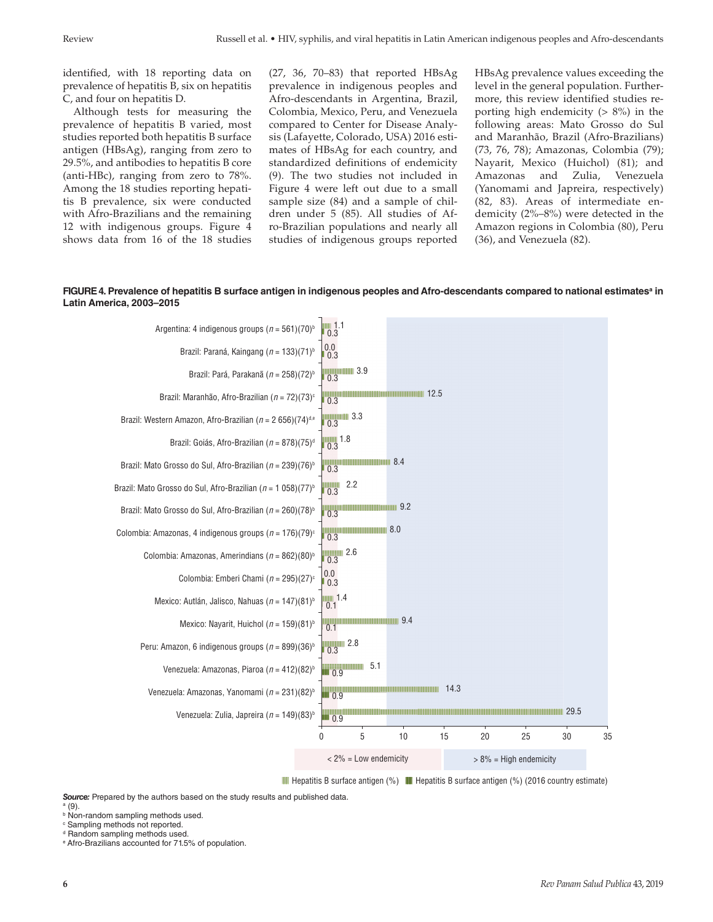identified, with 18 reporting data on prevalence of hepatitis B, six on hepatitis C, and four on hepatitis D.

Although tests for measuring the prevalence of hepatitis B varied, most studies reported both hepatitis B surface antigen (HBsAg), ranging from zero to 29.5%, and antibodies to hepatitis B core (anti-HBc), ranging from zero to 78%. Among the 18 studies reporting hepatitis B prevalence, six were conducted with Afro-Brazilians and the remaining 12 with indigenous groups. Figure 4 shows data from 16 of the 18 studies (27, 36, 70–83) that reported HBsAg prevalence in indigenous peoples and Afro-descendants in Argentina, Brazil, Colombia, Mexico, Peru, and Venezuela compared to Center for Disease Analysis (Lafayette, Colorado, USA) 2016 estimates of HBsAg for each country, and standardized definitions of endemicity (9). The two studies not included in Figure 4 were left out due to a small sample size (84) and a sample of children under 5 (85). All studies of Afro-Brazilian populations and nearly all studies of indigenous groups reported HBsAg prevalence values exceeding the level in the general population. Furthermore, this review identified studies reporting high endemicity (> 8%) in the following areas: Mato Grosso do Sul and Maranhão, Brazil (Afro-Brazilians) (73, 76, 78); Amazonas, Colombia (79); Nayarit, Mexico (Huichol) (81); and Amazonas and Zulia, Venezuela (Yanomami and Japreira, respectively) (82, 83). Areas of intermediate endemicity (2%–8%) were detected in the Amazon regions in Colombia (80), Peru (36), and Venezuela (82).

**FIGURE 4. Prevalence of hepatitis B surface antigen in indigenous peoples and Afro-descendants compared to national estimates[a] in Latin America, 2003–2015**

| Study | Hepatitis B surface antigen (%) | Hepatitis B surface antigen (%) (2016 country estimate) |
|---|---|---|
| Argentina: 4 indigenous groups ($n$ = 561)(70)[b] | 1.1 | 0.3 |
| Brazil: Paraná, Kaingang ($n$ = 133)(71)[b] | 0.0 | 0.3 |
| Brazil: Pará, Parakanã ($n$ = 258)(72)[b] | 3.9 | 0.3 |
| Brazil: Maranhão, Afro-Brazilian ($n$ = 72)(73)[c] | 12.5 | 0.3 |
| Brazil: Western Amazon, Afro-Brazilian ($n$ = 2 656)(74)[d,e] | 3.3 | 0.3 |
| Brazil: Goiás, Afro-Brazilian ($n$ = 878)(75)[d] | 1.8 | 0.3 |
| Brazil: Mato Grosso do Sul, Afro-Brazilian ($n$ = 239)(76)[b] | 8.4 | 0.3 |
| Brazil: Mato Grosso do Sul, Afro-Brazilian ($n$ = 1 058)(77)[b] | 2.2 | 0.3 |
| Brazil: Mato Grosso do Sul, Afro-Brazilian ($n$ = 260)(78)[b] | 9.2 | 0.3 |
| Colombia: Amazonas, 4 indigenous groups ($n$ = 176)(79)[c] | 8.0 | 0.3 |
| Colombia: Amazonas, Amerindians ($n$ = 862)(80)[b] | 2.6 | 0.3 |
| Colombia: Emberi Chami ($n$ = 295)(27)[c] | 0.0 | 0.3 |
| Mexico: Autlán, Jalisco, Nahuas ($n$ = 147)(81)[b] | 1.4 | 0.1 |
| Mexico: Nayarit, Huichol ($n$ = 159)(81)[b] | 9.4 | 0.1 |
| Peru: Amazon, 6 indigenous groups ($n$ = 899)(36)[b] | 2.8 | 0.3 |
| Venezuela: Amazonas, Piaroa ($n$ = 412)(82)[b] | 5.1 | 0.9 |
| Venezuela: Amazonas, Yanomami ($n$ = 231)(82)[b] | 14.3 | 0.9 |
| Venezuela: Zulia, Japreira ($n$ = 149)(83)[b] | 29.5 | 0.9 |

< 2% = Low endemicity; > 8% = High endemicity

***Source:*** Prepared by the authors based on the study results and published data.
[a] (9).
[b] Non-random sampling methods used.
[c] Sampling methods not reported.
[d] Random sampling methods used.
[e] Afro-Brazilians accounted for 71.5% of population.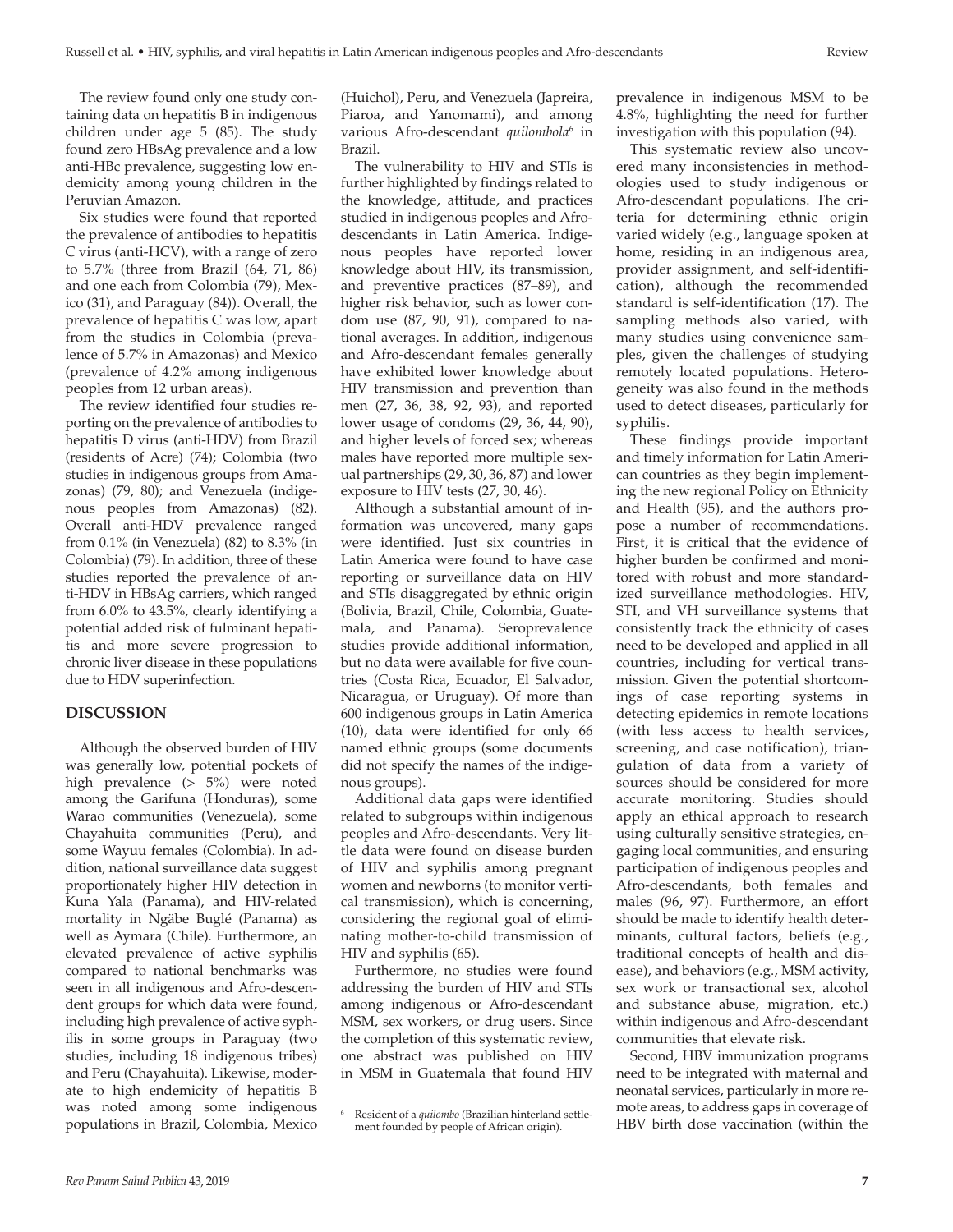The review found only one study containing data on hepatitis B in indigenous children under age 5 (85). The study found zero HBsAg prevalence and a low anti-HBc prevalence, suggesting low endemicity among young children in the Peruvian Amazon.

Six studies were found that reported the prevalence of antibodies to hepatitis C virus (anti-HCV), with a range of zero to 5.7% (three from Brazil (64, 71, 86) and one each from Colombia (79), Mexico (31), and Paraguay (84)). Overall, the prevalence of hepatitis C was low, apart from the studies in Colombia (prevalence of 5.7% in Amazonas) and Mexico (prevalence of 4.2% among indigenous peoples from 12 urban areas).

The review identified four studies reporting on the prevalence of antibodies to hepatitis D virus (anti-HDV) from Brazil (residents of Acre) (74); Colombia (two studies in indigenous groups from Amazonas) (79, 80); and Venezuela (indigenous peoples from Amazonas) (82). Overall anti-HDV prevalence ranged from 0.1% (in Venezuela) (82) to 8.3% (in Colombia) (79). In addition, three of these studies reported the prevalence of anti-HDV in HBsAg carriers, which ranged from 6.0% to 43.5%, clearly identifying a potential added risk of fulminant hepatitis and more severe progression to chronic liver disease in these populations due to HDV superinfection.

## DISCUSSION

Although the observed burden of HIV was generally low, potential pockets of high prevalence (> 5%) were noted among the Garifuna (Honduras), some Warao communities (Venezuela), some Chayahuita communities (Peru), and some Wayuu females (Colombia). In addition, national surveillance data suggest proportionately higher HIV detection in Kuna Yala (Panama), and HIV-related mortality in Ngäbe Buglé (Panama) as well as Aymara (Chile). Furthermore, an elevated prevalence of active syphilis compared to national benchmarks was seen in all indigenous and Afro-descendent groups for which data were found, including high prevalence of active syphilis in some groups in Paraguay (two studies, including 18 indigenous tribes) and Peru (Chayahuita). Likewise, moderate to high endemicity of hepatitis B was noted among some indigenous populations in Brazil, Colombia, Mexico (Huichol), Peru, and Venezuela (Japreira, Piaroa, and Yanomami), and among various Afro-descendant *quilombola*[6] in Brazil.

The vulnerability to HIV and STIs is further highlighted by findings related to the knowledge, attitude, and practices studied in indigenous peoples and Afro-descendants in Latin America. Indigenous peoples have reported lower knowledge about HIV, its transmission, and preventive practices (87–89), and higher risk behavior, such as lower condom use (87, 90, 91), compared to national averages. In addition, indigenous and Afro-descendant females generally have exhibited lower knowledge about HIV transmission and prevention than men (27, 36, 38, 92, 93), and reported lower usage of condoms (29, 36, 44, 90), and higher levels of forced sex; whereas males have reported more multiple sexual partnerships (29, 30, 36, 87) and lower exposure to HIV tests (27, 30, 46).

Although a substantial amount of information was uncovered, many gaps were identified. Just six countries in Latin America were found to have case reporting or surveillance data on HIV and STIs disaggregated by ethnic origin (Bolivia, Brazil, Chile, Colombia, Guatemala, and Panama). Seroprevalence studies provide additional information, but no data were available for five countries (Costa Rica, Ecuador, El Salvador, Nicaragua, or Uruguay). Of more than 600 indigenous groups in Latin America (10), data were identified for only 66 named ethnic groups (some documents did not specify the names of the indigenous groups).

Additional data gaps were identified related to subgroups within indigenous peoples and Afro-descendants. Very little data were found on disease burden of HIV and syphilis among pregnant women and newborns (to monitor vertical transmission), which is concerning, considering the regional goal of eliminating mother-to-child transmission of HIV and syphilis (65).

Furthermore, no studies were found addressing the burden of HIV and STIs among indigenous or Afro-descendant MSM, sex workers, or drug users. Since the completion of this systematic review, one abstract was published on HIV in MSM in Guatemala that found HIV prevalence in indigenous MSM to be 4.8%, highlighting the need for further investigation with this population (94).

This systematic review also uncovered many inconsistencies in methodologies used to study indigenous or Afro-descendant populations. The criteria for determining ethnic origin varied widely (e.g., language spoken at home, residing in an indigenous area, provider assignment, and self-identification), although the recommended standard is self-identification (17). The sampling methods also varied, with many studies using convenience samples, given the challenges of studying remotely located populations. Heterogeneity was also found in the methods used to detect diseases, particularly for syphilis.

These findings provide important and timely information for Latin American countries as they begin implementing the new regional Policy on Ethnicity and Health (95), and the authors propose a number of recommendations. First, it is critical that the evidence of higher burden be confirmed and monitored with robust and more standardized surveillance methodologies. HIV, STI, and VH surveillance systems that consistently track the ethnicity of cases need to be developed and applied in all countries, including for vertical transmission. Given the potential shortcomings of case reporting systems in detecting epidemics in remote locations (with less access to health services, screening, and case notification), triangulation of data from a variety of sources should be considered for more accurate monitoring. Studies should apply an ethical approach to research using culturally sensitive strategies, engaging local communities, and ensuring participation of indigenous peoples and Afro-descendants, both females and males (96, 97). Furthermore, an effort should be made to identify health determinants, cultural factors, beliefs (e.g., traditional concepts of health and disease), and behaviors (e.g., MSM activity, sex work or transactional sex, alcohol and substance abuse, migration, etc.) within indigenous and Afro-descendant communities that elevate risk.

Second, HBV immunization programs need to be integrated with maternal and neonatal services, particularly in more remote areas, to address gaps in coverage of HBV birth dose vaccination (within the

[6] Resident of a *quilombo* (Brazilian hinterland settlement founded by people of African origin).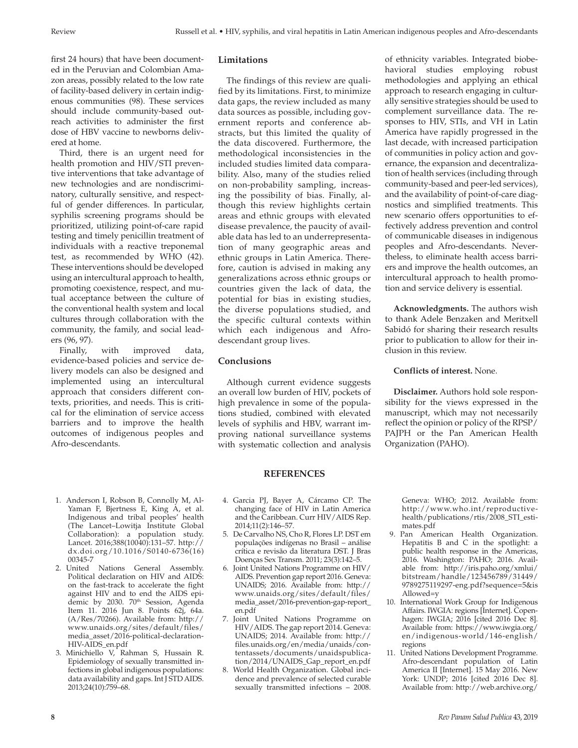first 24 hours) that have been documented in the Peruvian and Colombian Amazon areas, possibly related to the low rate of facility-based delivery in certain indigenous communities (98). These services should include community-based outreach activities to administer the first dose of HBV vaccine to newborns delivered at home.

Third, there is an urgent need for health promotion and HIV/STI preventive interventions that take advantage of new technologies and are nondiscriminatory, culturally sensitive, and respectful of gender differences. In particular, syphilis screening programs should be prioritized, utilizing point-of-care rapid testing and timely penicillin treatment of individuals with a reactive treponemal test, as recommended by WHO (42). These interventions should be developed using an intercultural approach to health, promoting coexistence, respect, and mutual acceptance between the culture of the conventional health system and local cultures through collaboration with the community, the family, and social leaders (96, 97).

Finally, with improved data, evidence-based policies and service delivery models can also be designed and implemented using an intercultural approach that considers different contexts, priorities, and needs. This is critical for the elimination of service access barriers and to improve the health outcomes of indigenous peoples and Afro-descendants.

## Limitations

The findings of this review are qualified by its limitations. First, to minimize data gaps, the review included as many data sources as possible, including government reports and conference abstracts, but this limited the quality of the data discovered. Furthermore, the methodological inconsistencies in the included studies limited data comparability. Also, many of the studies relied on non-probability sampling, increasing the possibility of bias. Finally, although this review highlights certain areas and ethnic groups with elevated disease prevalence, the paucity of available data has led to an underrepresentation of many geographic areas and ethnic groups in Latin America. Therefore, caution is advised in making any generalizations across ethnic groups or countries given the lack of data, the potential for bias in existing studies, the diverse populations studied, and the specific cultural contexts within which each indigenous and Afro-descendant group lives.

## Conclusions

Although current evidence suggests an overall low burden of HIV, pockets of high prevalence in some of the populations studied, combined with elevated levels of syphilis and HBV, warrant improving national surveillance systems with systematic collection and analysis of ethnicity variables. Integrated biobehavioral studies employing robust methodologies and applying an ethical approach to research engaging in culturally sensitive strategies should be used to complement surveillance data. The responses to HIV, STIs, and VH in Latin America have rapidly progressed in the last decade, with increased participation of communities in policy action and governance, the expansion and decentralization of health services (including through community-based and peer-led services), and the availability of point-of-care diagnostics and simplified treatments. This new scenario offers opportunities to effectively address prevention and control of communicable diseases in indigenous peoples and Afro-descendants. Nevertheless, to eliminate health access barriers and improve the health outcomes, an intercultural approach to health promotion and service delivery is essential.

**Acknowledgments.** The authors wish to thank Adele Benzaken and Meritxell Sabidó for sharing their research results prior to publication to allow for their inclusion in this review.

**Conflicts of interest.** None.

**Disclaimer.** Authors hold sole responsibility for the views expressed in the manuscript, which may not necessarily reflect the opinion or policy of the RPSP/PAJPH or the Pan American Health Organization (PAHO).

## REFERENCES

1. Anderson I, Robson B, Connolly M, Al-Yaman F, Bjertness E, King A, et al. Indigenous and tribal peoples' health (The Lancet–Lowitja Institute Global Collaboration): a population study. Lancet. 2016;388(10040):131–57. http://dx.doi.org/10.1016/S0140-6736(16)00345-7
2. United Nations General Assembly. Political declaration on HIV and AIDS: on the fast-track to accelerate the fight against HIV and to end the AIDS epidemic by 2030. 70th Session, Agenda Item 11. 2016 Jun 8. Points 62j, 64a. (A/Res/70266). Available from: http://www.unaids.org/sites/default/files/media_asset/2016-political-declaration-HIV-AIDS_en.pdf
3. Minichiello V, Rahman S, Hussain R. Epidemiology of sexually transmitted infections in global indigenous populations: data availability and gaps. Int J STD AIDS. 2013;24(10):759–68.
4. Garcia PJ, Bayer A, Cárcamo CP. The changing face of HIV in Latin America and the Caribbean. Curr HIV/AIDS Rep. 2014;11(2):146–57.
5. De Carvalho NS, Cho R, Flores LP. DST em populações indígenas no Brasil – análise crítica e revisão da literatura DST. J Bras Doenças Sex Transm. 2011; 23(3):142–5.
6. Joint United Nations Programme on HIV/AIDS. Prevention gap report 2016. Geneva: UNAIDS; 2016. Available from: http://www.unaids.org/sites/default/files/media_asset/2016-prevention-gap-report_en.pdf
7. Joint United Nations Programme on HIV/AIDS. The gap report 2014. Geneva: UNAIDS; 2014. Available from: http://files.unaids.org/en/media/unaids/contentassets/documents/unaidspublication/2014/UNAIDS_Gap_report_en.pdf
8. World Health Organization. Global incidence and prevalence of selected curable sexually transmitted infections – 2008. Geneva: WHO; 2012. Available from: http://www.who.int/reproductivehealth/publications/rtis/2008_STI_estimates.pdf
9. Pan American Health Organization. Hepatitis B and C in the spotlight: a public health response in the Americas, 2016. Washington: PAHO; 2016. Available from: http://iris.paho.org/xmlui/bitstream/handle/123456789/31449/9789275119297-eng.pdf?sequence=5&isAllowed=y
10. International Work Group for Indigenous Affairs. IWGIA: regions [Internet]. Copenhagen: IWGIA; 2016 [cited 2016 Dec 8]. Available from: https://www.iwgia.org/en/indigenous-world/146-english/regions
11. United Nations Development Programme. Afro-descendant population of Latin America II [Internet]. 15 May 2016. New York: UNDP; 2016 [cited 2016 Dec 8]. Available from: http://web.archive.org/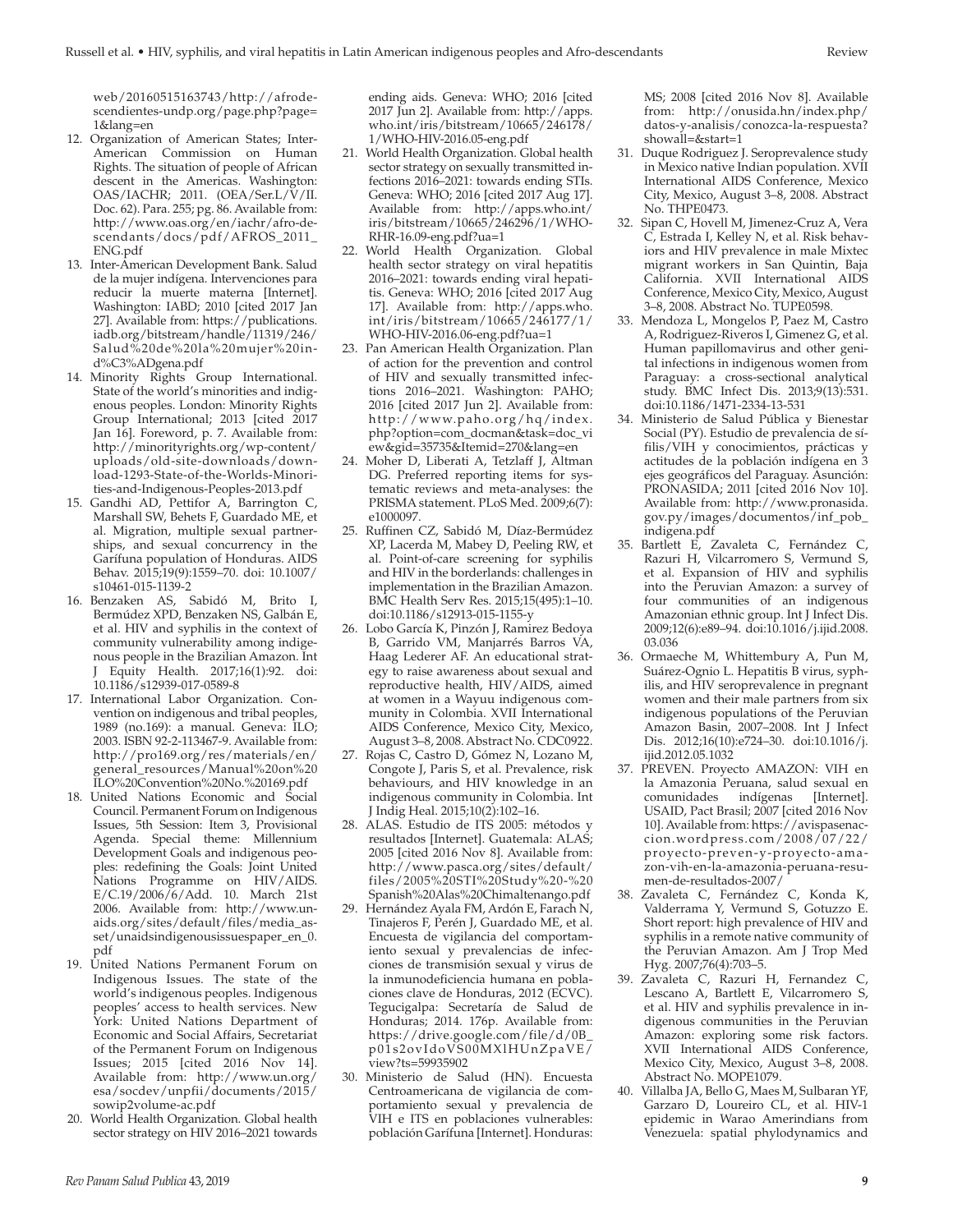web/20160515163743/http://afrodescendientes-undp.org/page.php?page=1&lang=en

12. Organization of American States; Inter-American Commission on Human Rights. The situation of people of African descent in the Americas. Washington: OAS/IACHR; 2011. (OEA/Ser.L/V/II. Doc. 62). Para. 255; pg. 86. Available from: http://www.oas.org/en/iachr/afro-descendants/docs/pdf/AFROS_2011_ENG.pdf
13. Inter-American Development Bank. Salud de la mujer indígena. Intervenciones para reducir la muerte materna [Internet]. Washington: IABD; 2010 [cited 2017 Jan 27]. Available from: https://publications.iadb.org/bitstream/handle/11319/246/Salud%20de%20la%20mujer%20ind%C3%ADgena.pdf
14. Minority Rights Group International. State of the world's minorities and indigenous peoples. London: Minority Rights Group International; 2013 [cited 2017 Jan 16]. Foreword, p. 7. Available from: http://minorityrights.org/wp-content/uploads/old-site-downloads/download-1293-State-of-the-Worlds-Minorities-and-Indigenous-Peoples-2013.pdf
15. Gandhi AD, Pettifor A, Barrington C, Marshall SW, Behets F, Guardado ME, et al. Migration, multiple sexual partnerships, and sexual concurrency in the Garífuna population of Honduras. AIDS Behav. 2015;19(9):1559–70. doi: 10.1007/s10461-015-1139-2
16. Benzaken AS, Sabidó M, Brito I, Bermúdez XPD, Benzaken NS, Galbán E, et al. HIV and syphilis in the context of community vulnerability among indigenous people in the Brazilian Amazon. Int J Equity Health. 2017;16(1):92. doi: 10.1186/s12939-017-0589-8
17. International Labor Organization. Convention on indigenous and tribal peoples, 1989 (no.169): a manual. Geneva: ILO; 2003. ISBN 92-2-113467-9. Available from: http://pro169.org/res/materials/en/general_resources/Manual%20on%20ILO%20Convention%20No.%20169.pdf
18. United Nations Economic and Social Council. Permanent Forum on Indigenous Issues, 5th Session: Item 3, Provisional Agenda. Special theme: Millennium Development Goals and indigenous peoples: redefining the Goals: Joint United Nations Programme on HIV/AIDS. E/C.19/2006/6/Add. 10. March 21st 2006. Available from: http://www.unaids.org/sites/default/files/media_asset/unaidsindigenousissuespaper_en_0.pdf
19. United Nations Permanent Forum on Indigenous Issues. The state of the world's indigenous peoples. Indigenous peoples' access to health services. New York: United Nations Department of Economic and Social Affairs, Secretariat of the Permanent Forum on Indigenous Issues; 2015 [cited 2016 Nov 14]. Available from: http://www.un.org/esa/socdev/unpfii/documents/2015/sowip2volume-ac.pdf
20. World Health Organization. Global health sector strategy on HIV 2016–2021 towards ending aids. Geneva: WHO; 2016 [cited 2017 Jun 2]. Available from: http://apps.who.int/iris/bitstream/10665/246178/1/WHO-HIV-2016.05-eng.pdf
21. World Health Organization. Global health sector strategy on sexually transmitted infections 2016–2021: towards ending STIs. Geneva: WHO; 2016 [cited 2017 Aug 17]. Available from: http://apps.who.int/iris/bitstream/10665/246296/1/WHO-RHR-16.09-eng.pdf?ua=1
22. World Health Organization. Global health sector strategy on viral hepatitis 2016–2021: towards ending viral hepatitis. Geneva: WHO; 2016 [cited 2017 Aug 17]. Available from: http://apps.who.int/iris/bitstream/10665/246177/1/WHO-HIV-2016.06-eng.pdf?ua=1
23. Pan American Health Organization. Plan of action for the prevention and control of HIV and sexually transmitted infections 2016–2021. Washington: PAHO; 2016 [cited 2017 Jun 2]. Available from: http://www.paho.org/hq/index.php?option=com_docman&task=doc_view&gid=35735&Itemid=270&lang=en
24. Moher D, Liberati A, Tetzlaff J, Altman DG. Preferred reporting items for systematic reviews and meta-analyses: the PRISMA statement. PLoS Med. 2009;6(7):e1000097.
25. Ruffinen CZ, Sabidó M, Díaz-Bermúdez XP, Lacerda M, Mabey D, Peeling RW, et al. Point-of-care screening for syphilis and HIV in the borderlands: challenges in implementation in the Brazilian Amazon. BMC Health Serv Res. 2015;15(495):1–10. doi:10.1186/s12913-015-1155-y
26. Lobo García K, Pinzón J, Ramirez Bedoya B, Garrido VM, Manjarrés Barros VA, Haag Lederer AF. An educational strategy to raise awareness about sexual and reproductive health, HIV/AIDS, aimed at women in a Wayuu indigenous community in Colombia. XVII International AIDS Conference, Mexico City, Mexico, August 3–8, 2008. Abstract No. CDC0922.
27. Rojas C, Castro D, Gómez N, Lozano M, Congote J, Paris S, et al. Prevalence, risk behaviours, and HIV knowledge in an indigenous community in Colombia. Int J Indig Heal. 2015;10(2):102–16.
28. ALAS. Estudio de ITS 2005: métodos y resultados [Internet]. Guatemala: ALAS; 2005 [cited 2016 Nov 8]. Available from: http://www.pasca.org/sites/default/files/2005%20STI%20Study%20-%20Spanish%20Alas%20Chimaltenango.pdf
29. Hernández Ayala FM, Ardón E, Farach N, Tinajeros F, Perén J, Guardado ME, et al. Encuesta de vigilancia del comportamiento sexual y prevalencias de infecciones de transmisión sexual y virus de la inmunodeficiencia humana en poblaciones clave de Honduras, 2012 (ECVC). Tegucigalpa: Secretaría de Salud de Honduras; 2014. 176p. Available from: https://drive.google.com/file/d/0B_p01s2ovIdoVS00MXlHUnZpaVE/view?ts=59935902
30. Ministerio de Salud (HN). Encuesta Centroamericana de vigilancia de comportamiento sexual y prevalencia de VIH e ITS en poblaciones vulnerables: población Garífuna [Internet]. Honduras: MS; 2008 [cited 2016 Nov 8]. Available from: http://onusida.hn/index.php/datos-y-analisis/conozca-la-respuesta?showall=&start=1
31. Duque Rodriguez J. Seroprevalence study in Mexico native Indian population. XVII International AIDS Conference, Mexico City, Mexico, August 3–8, 2008. Abstract No. THPE0473.
32. Sipan C, Hovell M, Jimenez-Cruz A, Vera C, Estrada I, Kelley N, et al. Risk behaviors and HIV prevalence in male Mixtec migrant workers in San Quintin, Baja California. XVII International AIDS Conference, Mexico City, Mexico, August 3–8, 2008. Abstract No. TUPE0598.
33. Mendoza L, Mongelos P, Paez M, Castro A, Rodriguez-Riveros I, Gimenez G, et al. Human papillomavirus and other genital infections in indigenous women from Paraguay: a cross-sectional analytical study. BMC Infect Dis. 2013;9(13):531. doi:10.1186/1471-2334-13-531
34. Ministerio de Salud Pública y Bienestar Social (PY). Estudio de prevalencia de sífilis/VIH y conocimientos, prácticas y actitudes de la población indígena en 3 ejes geográficos del Paraguay. Asunción: PRONASIDA; 2011 [cited 2016 Nov 10]. Available from: http://www.pronasida.gov.py/images/documentos/inf_pob_indigena.pdf
35. Bartlett E, Zavaleta C, Fernández C, Razuri H, Vilcarromero S, Vermund S, et al. Expansion of HIV and syphilis into the Peruvian Amazon: a survey of four communities of an indigenous Amazonian ethnic group. Int J Infect Dis. 2009;12(6):e89–94. doi:10.1016/j.ijid.2008.03.036
36. Ormaeche M, Whittembury A, Pun M, Suárez-Ognio L. Hepatitis B virus, syphilis, and HIV seroprevalence in pregnant women and their male partners from six indigenous populations of the Peruvian Amazon Basin, 2007–2008. Int J Infect Dis. 2012;16(10):e724–30. doi:10.1016/j.ijid.2012.05.1032
37. PREVEN. Proyecto AMAZON: VIH en la Amazonia Peruana, salud sexual en comunidades indígenas [Internet]. USAID, Pact Brasil; 2007 [cited 2016 Nov 10]. Available from: https://avispasenaccion.wordpress.com/2008/07/22/proyecto-preven-y-proyecto-amazon-vih-en-la-amazonia-peruana-resumen-de-resultados-2007/
38. Zavaleta C, Fernández C, Konda K, Valderrama Y, Vermund S, Gotuzzo E. Short report: high prevalence of HIV and syphilis in a remote native community of the Peruvian Amazon. Am J Trop Med Hyg. 2007;76(4):703–5.
39. Zavaleta C, Razuri H, Fernandez C, Lescano A, Bartlett E, Vilcarromero S, et al. HIV and syphilis prevalence in indigenous communities in the Peruvian Amazon: exploring some risk factors. XVII International AIDS Conference, Mexico City, Mexico, August 3–8, 2008. Abstract No. MOPE1079.
40. Villalba JA, Bello G, Maes M, Sulbaran YF, Garzaro D, Loureiro CL, et al. HIV-1 epidemic in Warao Amerindians from Venezuela: spatial phylodynamics and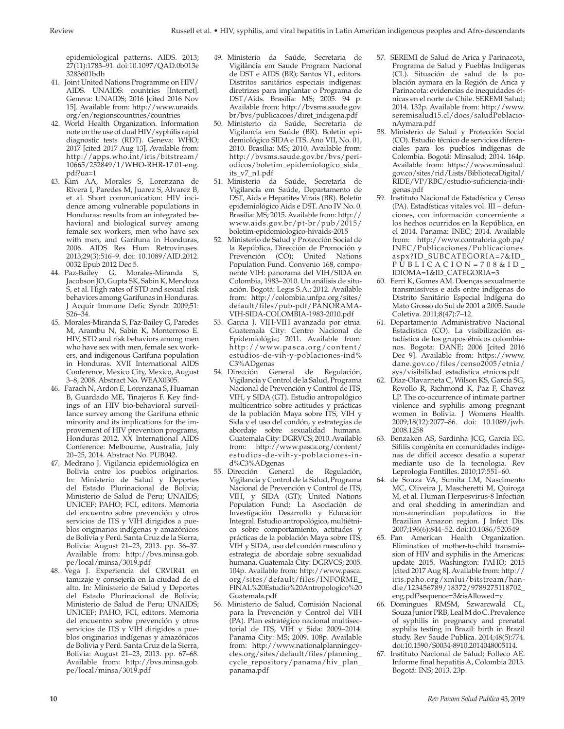epidemiological patterns. AIDS. 2013; 27(11):1783–91. doi:10.1097/QAD.0b013e3283601bdb

41. Joint United Nations Programme on HIV/AIDS. UNAIDS: countries [Internet]. Geneva: UNAIDS; 2016 [cited 2016 Nov 15]. Available from: http://www.unaids.org/en/regionscountries/countries
42. World Health Organization. Information note on the use of dual HIV/syphilis rapid diagnostic tests (RDT). Geneva: WHO; 2017 [cited 2017 Aug 13]. Available from: http://apps.who.int/iris/bitstream/10665/252849/1/WHO-RHR-17.01-eng.pdf?ua=1
43. Kim AA, Morales S, Lorenzana de Rivera I, Paredes M, Juarez S, Alvarez B, et al. Short communication: HIV incidence among vulnerable populations in Honduras: results from an integrated behavioral and biological survey among female sex workers, men who have sex with men, and Garifuna in Honduras, 2006. AIDS Res Hum Retroviruses. 2013;29(3):516–9. doi: 10.1089/AID.2012.0032 Epub 2012 Dec 5.
44. Paz-Bailey G, Morales-Miranda S, Jacobson JO, Gupta SK, Sabin K, Mendoza S, et al. High rates of STD and sexual risk behaviors among Garífunas in Honduras. J Acquir Immune Defic Syndr. 2009;51: S26–34.
45. Morales-Miranda S, Paz-Bailey G, Paredes M, Arambu N, Sabin K, Monterroso E. HIV, STD and risk behaviors among men who have sex with men, female sex workers, and indigenous Garífuna population in Honduras. XVII International AIDS Conference, Mexico City, Mexico, August 3–8, 2008. Abstract No. WEAX0305.
46. Farach N, Ardon E, Lorenzana S, Huaman B, Guardado ME, Tinajeros F. Key findings of an HIV bio-behavioral surveillance survey among the Garifuna ethnic minority and its implications for the improvement of HIV prevention programs, Honduras 2012. XX International AIDS Conference: Melbourne, Australia, July 20–25, 2014. Abstract No. PUB042.
47. Medrano J. Vigilancia epidemiológica en Bolivia entre los pueblos originarios. In: Ministerio de Salud y Deportes del Estado Plurinacional de Bolivia; Ministerio de Salud de Peru; UNAIDS; UNICEF; PAHO; FCI, editors. Memoria del encuentro sobre prevención y otros servicios de ITS y VIH dirigidos a pueblos originarios indígenas y amazónicos de Bolivia y Perú. Santa Cruz de la Sierra, Bolivia: August 21–23, 2013. pp. 36–37. Available from: http://bvs.minsa.gob.pe/local/minsa/3019.pdf
48. Vega J. Experiencia del CRVIR41 en tamizaje y consejería en la ciudad de el alto. In: Ministerio de Salud y Deportes del Estado Plurinacional de Bolivia; Ministerio de Salud de Peru; UNAIDS; UNICEF; PAHO, FCI, editors. Memoria del encuentro sobre prevención y otros servicios de ITS y VIH dirigidos a pueblos originarios indígenas y amazónicos de Bolivia y Perú. Santa Cruz de la Sierra, Bolivia: August 21–23, 2013. pp. 67–68. Available from: http://bvs.minsa.gob.pe/local/minsa/3019.pdf
49. Ministerio da Saúde, Secretaria de Vigilância em Saude Program Nacional de DST e AIDS (BR); Santos VL, editors. Distritos sanitários especiais indígenas: diretrizes para implantar o Programa de DST/Aids. Brasília: MS; 2005. 94 p. Available from: http://bvsms.saude.gov.br/bvs/publicacoes/diret_indigena.pdf
50. Ministerio da Saúde, Secretaría de Vigilancia em Saúde (BR). Boletín epidemiológico SIDA e ITS. Ano VII, No. 01, 2010. Brasília: MS; 2010. Available from: http://bvsms.saude.gov.br/bvs/periodicos/boletim_epidemiologico_sida_its_v7_n1.pdf
51. Ministerio da Saúde, Secretaría de Vigilancia em Saúde, Departamento de DST, Aids e Hepatites Virais (BR). Boletín epidemiológico Aids e DST. Ano IV No. 0. Brasília: MS; 2015. Available from: http://www.aids.gov.br/pt-br/pub/2015/boletim-epidemiologico-hivaids-2015
52. Ministerio de Salud y Protección Social de la República, Dirección de Promoción y Prevención (CO); United Nations Population Fund. Convenio 168, componente VIH: panorama del VIH/SIDA en Colombia, 1983–2010. Un análisis de situación. Bogotá: Legis S.A.; 2012. Available from: http://colombia.unfpa.org/sites/default/files/pub-pdf/PANORAMA-VIH-SIDA-COLOMBIA-1983-2010.pdf
53. Garcia J. VIH-VIH avanzado por etnia. Guatemala City: Centro Nacional de Epidemiológia; 2011. Available from: http://www.pasca.org/content/estudios-de-vih-y-poblaciones-ind%C3%ADgenas
54. Dirección General de Regulación, Vigilancia y Control de la Salud, Programa Nacional de Prevención y Control de ITS, VIH, y SIDA (GT). Estudio antropológico multicentrico sobre actitudes y prácticas de la población Maya sobre ITS, VIH y Sida y el uso del condón, y estrategias de abordaje sobre sexualidad humana. Guatemala City: DGRVCS; 2010. Available from: http://www.pasca.org/content/estudios-de-vih-y-poblaciones-ind%C3%ADgenas
55. Dirección General de Regulación, Vigilancia y Control de la Salud, Programa Nacional de Prevención y Control de ITS, VIH, y SIDA (GT); United Nations Population Fund; La Asociación de Investigación Desarrollo y Educación Integral. Estudio antropológico, multiétnico sobre comportamiento, actitudes y prácticas de la población Maya sobre ITS, VIH y SIDA, uso del condón masculino y estrategia de abordaje sobre sexualidad humana. Guatemala City: DGRVCS; 2005. 104p. Available from: http://www.pasca.org/sites/default/files/INFORME_FINAL%20Estudio%20Antropologico%20Guatemala.pdf
56. Ministerio de Salud, Comisión Nacional para la Prevención y Control del VIH (PA). Plan estratégico nacional multisectorial de ITS, VIH y Sida: 2009–2014. Panama City: MS; 2009. 108p. Available from: http://www.nationalplanningcycles.org/sites/default/files/planning_cycle_repository/panama/hiv_plan_panama.pdf
57. SEREMI de Salud de Arica y Parinacota, Programa de Salud y Pueblas Indigenas (CL). Situación de salud de la población aymara en la Región de Arica y Parinacota: evidencias de inequidades étnicas en el norte de Chile. SEREMI Salud; 2014. 132p. Available from: http://www.seremisalud15.cl/docs/saludPoblacionAymara.pdf
58. Ministerio de Salud y Protección Social (CO). Estudio técnico de servicios diferenciales para los pueblos indígenas de Colombia. Bogotá: Minsalud; 2014. 164p. Available from: https://www.minsalud.gov.co/sites/rid/Lists/BibliotecaDigital/RIDE/VP/RBC/estudio-suficiencia-indigenas.pdf
59. Instituto Nacional de Estadística y Censo (PA). Estadísticas vitales vol. III – defunciones, con información concerniente a los hechos ocurridos en la República, en el 2014. Panama: INEC; 2014. Available from: http://www.contraloria.gob.pa/INEC/Publicaciones/Publicaciones.aspx?ID_SUBCATEGORIA=7&ID_PUBLICACION=708&ID_IDIOMA=1&ID_CATEGORIA=3
60. Ferri K, Gomes AM. Doenças sexualmente transmissíveis e aids entre indígenas do Distrito Sanitário Especial Indígena do Mato Grosso do Sul de 2001 a 2005. Saude Coletiva. 2011;8(47):7–12.
61. Departamento Administrativo Nacional Estadística (CO). La visibilización estadística de los grupos étnicos colombianos. Bogota: DANE; 2006 [cited 2016 Dec 9]. Available from: https://www.dane.gov.co/files/censo2005/etnia/sys/visibilidad_estadistica_etnicos.pdf
62. Díaz-Olavarrieta C, Wilson KS, García SG, Revollo R, Richmond K, Paz F, Chavez LP. The co-occurrence of intimate partner violence and syphilis among pregnant women in Bolivia. J Womens Health. 2009;18(12):2077–86. doi: 10.1089/jwh.2008.1258
63. Benzaken AS, Sardinha JCG, Garcia EG. Sífilis congênita em comunidades indígenas de difícil acesso: desafio a superar mediante uso de la tecnologia. Rev Leprologia Fontilles. 2010;17:551–60.
64. de Souza VA, Sumita LM, Nascimento MC, Oliveira J, Mascheretti M, Quiroga M, et al. Human Herpesvirus-8 Infection and oral shedding in amerindian and non-amerindian populations in the Brazilian Amazon region. J Infect Dis. 2007;196(6):844–52. doi:10.1086/520549
65. Pan American Health Organization. Elimination of mother-to-child transmission of HIV and syphilis in the Americas: update 2015. Washington: PAHO; 2015 [cited 2017 Aug 8]. Available from: http://iris.paho.org/xmlui/bitstream/handle/123456789/18372/9789275118702_eng.pdf?sequence=3&isAllowed=y
66. Domingues RMSM, Szwarcwald CL, Souza Junior PRB, Leal M do C. Prevalence of syphilis in pregnancy and prenatal syphilis testing in Brazil: birth in Brazil study. Rev Saude Publica. 2014;48(5):774. doi:10.1590/S0034-8910.2014048005114.
67. Instituto Nacional de Salud; Folleco AE. Informe final hepatitis A, Colombia 2013. Bogotá: INS; 2013. 23p.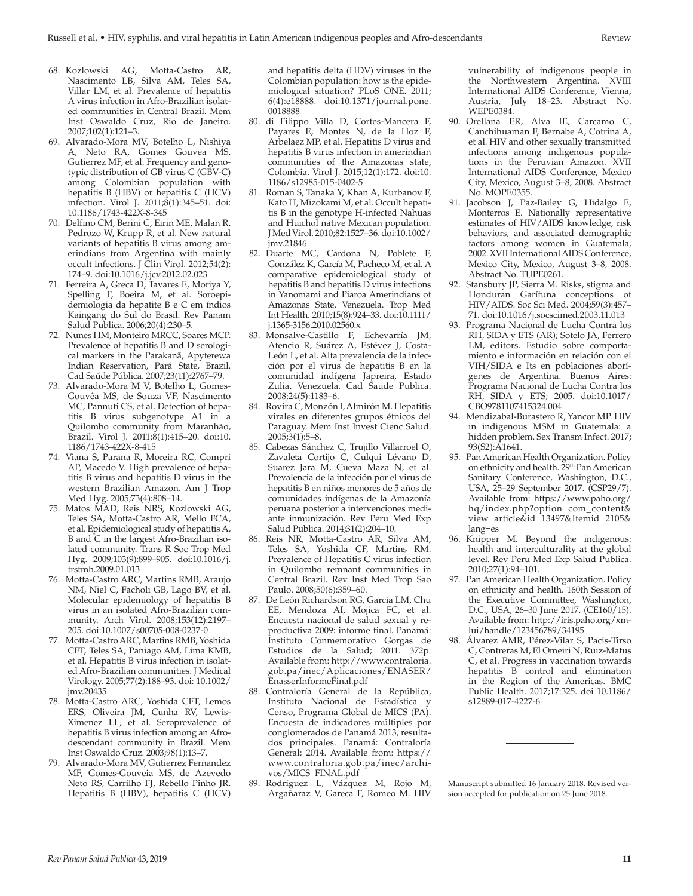68. Kozlowski AG, Motta-Castro AR, Nascimento LB, Silva AM, Teles SA, Villar LM, et al. Prevalence of hepatitis A virus infection in Afro-Brazilian isolated communities in Central Brazil. Mem Inst Oswaldo Cruz, Rio de Janeiro. 2007;102(1):121–3.
69. Alvarado-Mora MV, Botelho L, Nishiya A, Neto RA, Gomes Gouvea MS, Gutierrez MF, et al. Frequency and genotypic distribution of GB virus C (GBV-C) among Colombian population with hepatitis B (HBV) or hepatitis C (HCV) infection. Virol J. 2011;8(1):345–51. doi: 10.1186/1743-422X-8-345
70. Delfino CM, Berini C, Eirin ME, Malan R, Pedrozo W, Krupp R, et al. New natural variants of hepatitis B virus among amerindians from Argentina with mainly occult infections. J Clin Virol. 2012;54(2): 174–9. doi:10.1016/j.jcv.2012.02.023
71. Ferreira A, Greca D, Tavares E, Moriya Y, Spelling F, Boeira M, et al. Soroepidemiologia da hepatite B e C em índios Kaingang do Sul do Brasil. Rev Panam Salud Publica. 2006;20(4):230–5.
72. Nunes HM, Monteiro MRCC, Soares MCP. Prevalence of hepatitis B and D serological markers in the Parakanã, Apyterewa Indian Reservation, Pará State, Brazil. Cad Saúde Pública. 2007;23(11):2767–79.
73. Alvarado-Mora M V, Botelho L, Gomes-Gouvêa MS, de Souza VF, Nascimento MC, Pannuti CS, et al. Detection of hepatitis B virus subgenotype A1 in a Quilombo community from Maranhão, Brazil. Virol J. 2011;8(1):415–20. doi:10. 1186/1743-422X-8-415
74. Viana S, Parana R, Moreira RC, Compri AP, Macedo V. High prevalence of hepatitis B virus and hepatitis D virus in the western Brazilian Amazon. Am J Trop Med Hyg. 2005;73(4):808–14.
75. Matos MAD, Reis NRS, Kozlowski AG, Teles SA, Motta-Castro AR, Mello FCA, et al. Epidemiological study of hepatitis A, B and C in the largest Afro-Brazilian isolated community. Trans R Soc Trop Med Hyg. 2009;103(9):899–905. doi:10.1016/j.trstmh.2009.01.013
76. Motta-Castro ARC, Martins RMB, Araujo NM, Niel C, Facholi GB, Lago BV, et al. Molecular epidemiology of hepatitis B virus in an isolated Afro-Brazilian community. Arch Virol. 2008;153(12):2197–205. doi:10.1007/s00705-008-0237-0
77. Motta-Castro ARC, Martins RMB, Yoshida CFT, Teles SA, Paniago AM, Lima KMB, et al. Hepatitis B virus infection in isolated Afro-Brazilian communities. J Med Virology. 2005;77(2):188–93. doi: 10.1002/jmv.20435
78. Motta-Castro ARC, Yoshida CFT, Lemos ERS, Oliveira JM, Cunha RV, Lewis-Ximenez LL, et al. Seroprevalence of hepatitis B virus infection among an Afro-descendant community in Brazil. Mem Inst Oswaldo Cruz. 2003;98(1):13–7.
79. Alvarado-Mora MV, Gutierrez Fernandez MF, Gomes-Gouveia MS, de Azevedo Neto RS, Carrilho FJ, Rebello Pinho JR. Hepatitis B (HBV), hepatitis C (HCV) and hepatitis delta (HDV) viruses in the Colombian population: how is the epidemiological situation? PLoS ONE. 2011; 6(4):e18888. doi:10.1371/journal.pone.0018888
80. di Filippo Villa D, Cortes-Mancera F, Payares E, Montes N, de la Hoz F, Arbelaez MP, et al. Hepatitis D virus and hepatitis B virus infection in amerindian communities of the Amazonas state, Colombia. Virol J. 2015;12(1):172. doi:10.1186/s12985-015-0402-5
81. Roman S, Tanaka Y, Khan A, Kurbanov F, Kato H, Mizokami M, et al. Occult hepatitis B in the genotype H-infected Nahuas and Huichol native Mexican population. J Med Virol. 2010;82:1527–36. doi:10.1002/jmv.21846
82. Duarte MC, Cardona N, Poblete F, González K, García M, Pacheco M, et al. A comparative epidemiological study of hepatitis B and hepatitis D virus infections in Yanomami and Piaroa Amerindians of Amazonas State, Venezuela. Trop Med Int Health. 2010;15(8):924–33. doi:10.1111/j.1365-3156.2010.02560.x
83. Monsalve-Castillo F, Echevarría JM, Atencio R, Suárez A, Estévez J, Costa-León L, et al. Alta prevalencia de la infección por el virus de hepatitis B en la comunidad indígena Japreira, Estado Zulia, Venezuela. Cad Saude Publica. 2008;24(5):1183–6.
84. Rovira C, Monzón I, Almirón M. Hepatitis virales en diferentes grupos étnicos del Paraguay. Mem Inst Invest Cienc Salud. 2005;3(1):5–8.
85. Cabezas Sánchez C, Trujillo Villarroel O, Zavaleta Cortijo C, Culqui Lévano D, Suarez Jara M, Cueva Maza N, et al. Prevalencia de la infección por el virus de hepatitis B en niños menores de 5 años de comunidades indígenas de la Amazonía peruana posterior a intervenciones mediante inmunización. Rev Peru Med Exp Salud Publica. 2014;31(2):204–10.
86. Reis NR, Motta-Castro AR, Silva AM, Teles SA, Yoshida CF, Martins RM. Prevalence of Hepatitis C virus infection in Quilombo remnant communities in Central Brazil. Rev Inst Med Trop Sao Paulo. 2008;50(6):359–60.
87. De León Richardson RG, García LM, Chu EE, Mendoza AI, Mojica FC, et al. Encuesta nacional de salud sexual y reproductiva 2009: informe final. Panamá: Instituto Conmemorativo Gorgas de Estudios de la Salud; 2011. 372p. Available from: http://www.contraloria.gob.pa/inec/Aplicaciones/ENASER/EnasserInformeFinal.pdf
88. Contraloría General de la República, Instituto Nacional de Estadística y Censo, Programa Global de MICS (PA). Encuesta de indicadores múltiples por conglomerados de Panamá 2013, resultados principales. Panamá: Contraloría General; 2014. Available from: https://www.contraloria.gob.pa/inec/archivos/MICS_FINAL.pdf
89. Rodriguez L, Vázquez M, Rojo M, Argañaraz V, Gareca F, Romeo M. HIV vulnerability of indigenous people in the Northwestern Argentina. XVIII International AIDS Conference, Vienna, Austria, July 18–23. Abstract No. WEPE0384.
90. Orellana ER, Alva IE, Carcamo C, Canchihuaman F, Bernabe A, Cotrina A, et al. HIV and other sexually transmitted infections among indigenous populations in the Peruvian Amazon. XVII International AIDS Conference, Mexico City, Mexico, August 3–8, 2008. Abstract No. MOPE0355.
91. Jacobson J, Paz-Bailey G, Hidalgo E, Monterros E. Nationally representative estimates of HIV/AIDS knowledge, risk behaviors, and associated demographic factors among women in Guatemala, 2002. XVII International AIDS Conference, Mexico City, Mexico, August 3–8, 2008. Abstract No. TUPE0261.
92. Stansbury JP, Sierra M. Risks, stigma and Honduran Garífuna conceptions of HIV/AIDS. Soc Sci Med. 2004;59(3):457–71. doi:10.1016/j.socscimed.2003.11.013
93. Programa Nacional de Lucha Contra los RH, SIDA y ETS (AR); Sotelo JA, Ferrero LM, editors. Estudio sobre comportamiento e información en relación con el VIH/SIDA e Its en poblaciones aborígenes de Argentina. Buenos Aires: Programa Nacional de Lucha Contra los RH, SIDA y ETS; 2005. doi:10.1017/CBO9781107415324.004
94. Mendizabal-Burastero R, Yancor MP. HIV in indigenous MSM in Guatemala: a hidden problem. Sex Transm Infect. 2017; 93(S2):A1641.
95. Pan American Health Organization. Policy on ethnicity and health. 29th Pan American Sanitary Conference, Washington, D.C., USA, 25–29 September 2017. (CSP29/7). Available from: https://www.paho.org/hq/index.php?option=com_content&view=article&id=13497&Itemid=2105&lang=es
96. Knipper M. Beyond the indigenous: health and interculturality at the global level. Rev Peru Med Exp Salud Publica. 2010;27(1):94–101.
97. Pan American Health Organization. Policy on ethnicity and health. 160th Session of the Executive Committee, Washington, D.C., USA, 26–30 June 2017. (CE160/15). Available from: http://iris.paho.org/xmlui/handle/123456789/34195
98. Álvarez AMR, Pérez-Vilar S, Pacis-Tirso C, Contreras M, El Omeiri N, Ruiz-Matus C, et al. Progress in vaccination towards hepatitis B control and elimination in the Region of the Americas. BMC Public Health. 2017;17:325. doi 10.1186/s12889-017-4227-6

---

Manuscript submitted 16 January 2018. Revised version accepted for publication on 25 June 2018.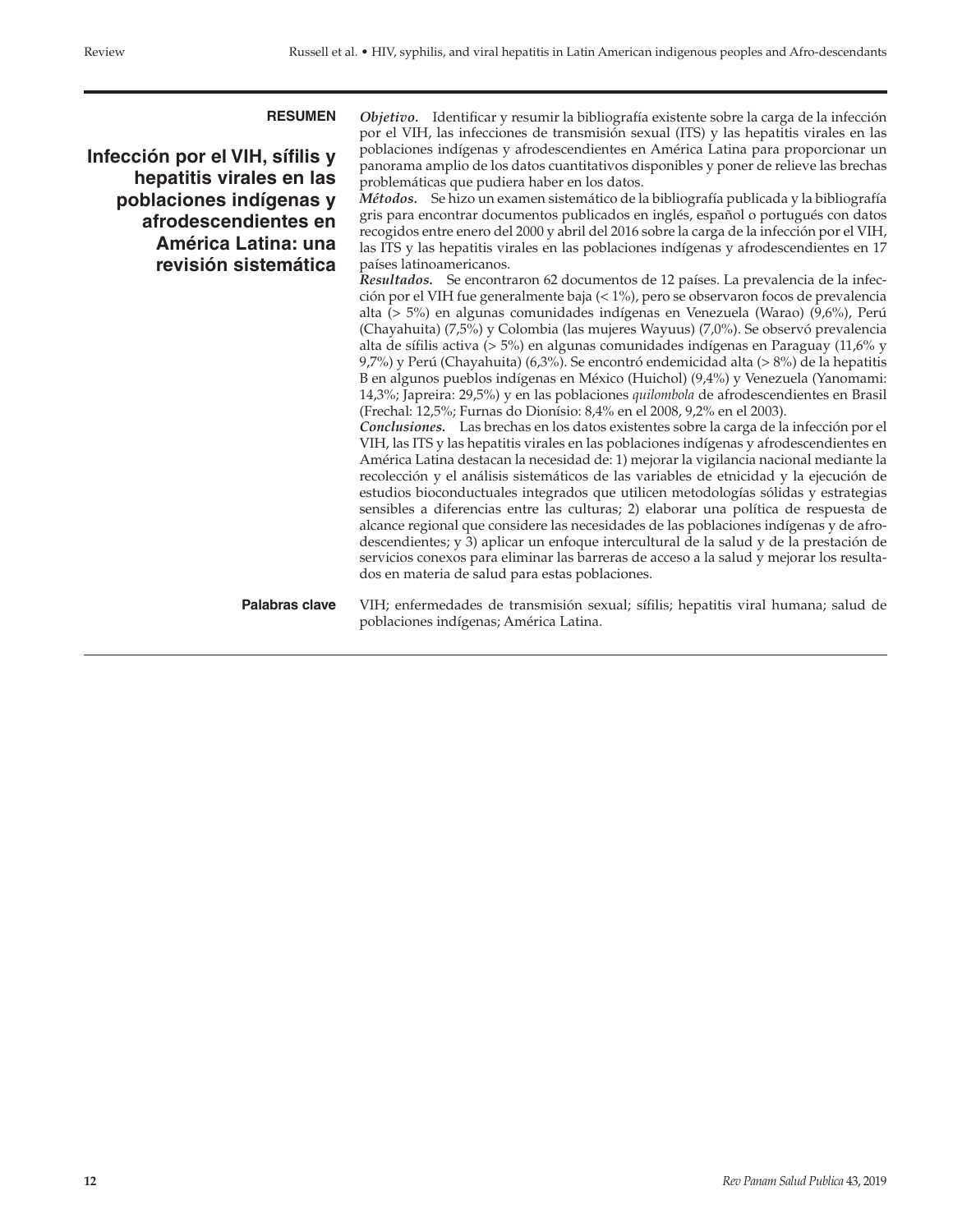## RESUMEN

# Infección por el VIH, sífilis y hepatitis virales en las poblaciones indígenas y afrodescendientes en América Latina: una revisión sistemática

***Objetivo.*** Identificar y resumir la bibliografía existente sobre la carga de la infección por el VIH, las infecciones de transmisión sexual (ITS) y las hepatitis virales en las poblaciones indígenas y afrodescendientes en América Latina para proporcionar un panorama amplio de los datos cuantitativos disponibles y poner de relieve las brechas problemáticas que pudiera haber en los datos.

***Métodos.*** Se hizo un examen sistemático de la bibliografía publicada y la bibliografía gris para encontrar documentos publicados en inglés, español o portugués con datos recogidos entre enero del 2000 y abril del 2016 sobre la carga de la infección por el VIH, las ITS y las hepatitis virales en las poblaciones indígenas y afrodescendientes en 17 países latinoamericanos.

***Resultados.*** Se encontraron 62 documentos de 12 países. La prevalencia de la infección por el VIH fue generalmente baja (< 1%), pero se observaron focos de prevalencia alta (> 5%) en algunas comunidades indígenas en Venezuela (Warao) (9,6%), Perú (Chayahuita) (7,5%) y Colombia (las mujeres Wayuus) (7,0%). Se observó prevalencia alta de sífilis activa (> 5%) en algunas comunidades indígenas en Paraguay (11,6% y 9,7%) y Perú (Chayahuita) (6,3%). Se encontró endemicidad alta (> 8%) de la hepatitis B en algunos pueblos indígenas en México (Huichol) (9,4%) y Venezuela (Yanomami: 14,3%; Japreira: 29,5%) y en las poblaciones *quilombola* de afrodescendientes en Brasil (Frechal: 12,5%; Furnas do Dionísio: 8,4% en el 2008, 9,2% en el 2003).

***Conclusiones.*** Las brechas en los datos existentes sobre la carga de la infección por el VIH, las ITS y las hepatitis virales en las poblaciones indígenas y afrodescendientes en América Latina destacan la necesidad de: 1) mejorar la vigilancia nacional mediante la recolección y el análisis sistemáticos de las variables de etnicidad y la ejecución de estudios bioconductuales integrados que utilicen metodologías sólidas y estrategias sensibles a diferencias entre las culturas; 2) elaborar una política de respuesta de alcance regional que considere las necesidades de las poblaciones indígenas y de afrodescendientes; y 3) aplicar un enfoque intercultural de la salud y de la prestación de servicios conexos para eliminar las barreras de acceso a la salud y mejorar los resultados en materia de salud para estas poblaciones.

**Palabras clave** VIH; enfermedades de transmisión sexual; sífilis; hepatitis viral humana; salud de poblaciones indígenas; América Latina.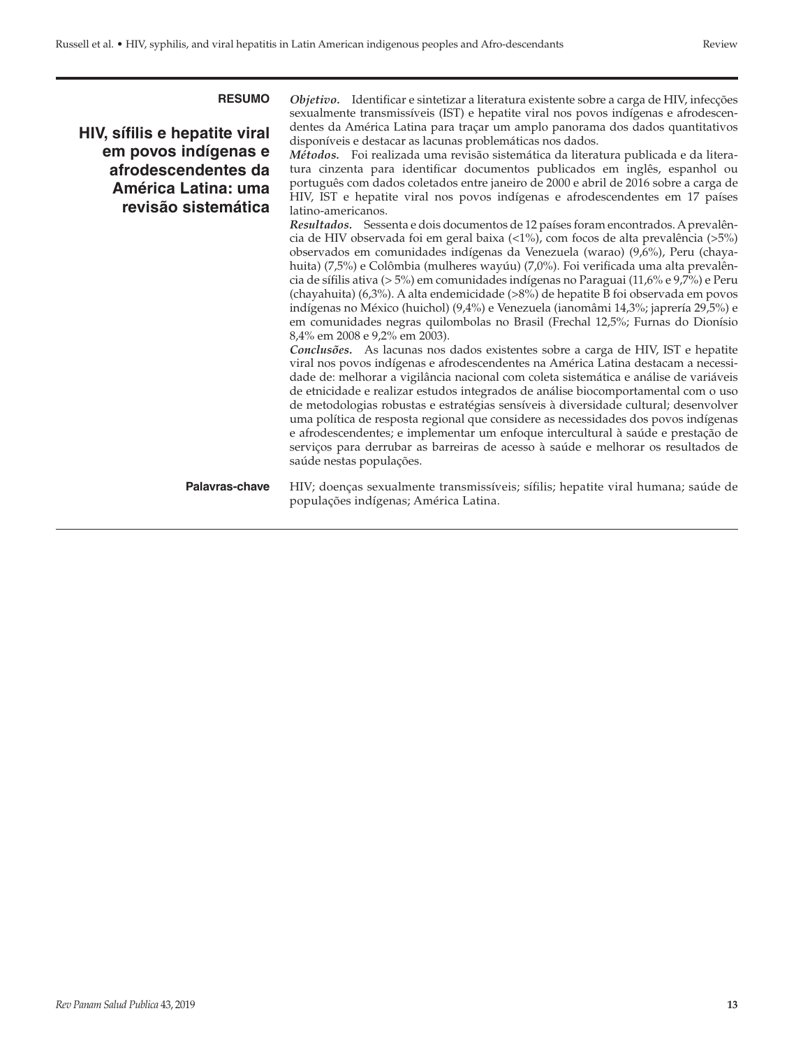## RESUMO

### HIV, sífilis e hepatite viral em povos indígenas e afrodescendentes da América Latina: uma revisão sistemática

***Objetivo.*** Identificar e sintetizar a literatura existente sobre a carga de HIV, infecções sexualmente transmissíveis (IST) e hepatite viral nos povos indígenas e afrodescendentes da América Latina para traçar um amplo panorama dos dados quantitativos disponíveis e destacar as lacunas problemáticas nos dados.

***Métodos.*** Foi realizada uma revisão sistemática da literatura publicada e da literatura cinzenta para identificar documentos publicados em inglês, espanhol ou português com dados coletados entre janeiro de 2000 e abril de 2016 sobre a carga de HIV, IST e hepatite viral nos povos indígenas e afrodescendentes em 17 países latino-americanos.

***Resultados.*** Sessenta e dois documentos de 12 países foram encontrados. A prevalência de HIV observada foi em geral baixa (<1%), com focos de alta prevalência (>5%) observados em comunidades indígenas da Venezuela (warao) (9,6%), Peru (chayahuita) (7,5%) e Colômbia (mulheres wayúu) (7,0%). Foi verificada uma alta prevalência de sífilis ativa (> 5%) em comunidades indígenas no Paraguai (11,6% e 9,7%) e Peru (chayahuita) (6,3%). A alta endemicidade (>8%) de hepatite B foi observada em povos indígenas no México (huichol) (9,4%) e Venezuela (ianomâmi 14,3%; japrería 29,5%) e em comunidades negras quilombolas no Brasil (Frechal 12,5%; Furnas do Dionísio 8,4% em 2008 e 9,2% em 2003).

***Conclusões.*** As lacunas nos dados existentes sobre a carga de HIV, IST e hepatite viral nos povos indígenas e afrodescendentes na América Latina destacam a necessidade de: melhorar a vigilância nacional com coleta sistemática e análise de variáveis de etnicidade e realizar estudos integrados de análise biocomportamental com o uso de metodologias robustas e estratégias sensíveis à diversidade cultural; desenvolver uma política de resposta regional que considere as necessidades dos povos indígenas e afrodescendentes; e implementar um enfoque intercultural à saúde e prestação de serviços para derrubar as barreiras de acesso à saúde e melhorar os resultados de saúde nestas populações.

**Palavras-chave** HIV; doenças sexualmente transmissíveis; sífilis; hepatite viral humana; saúde de populações indígenas; América Latina.